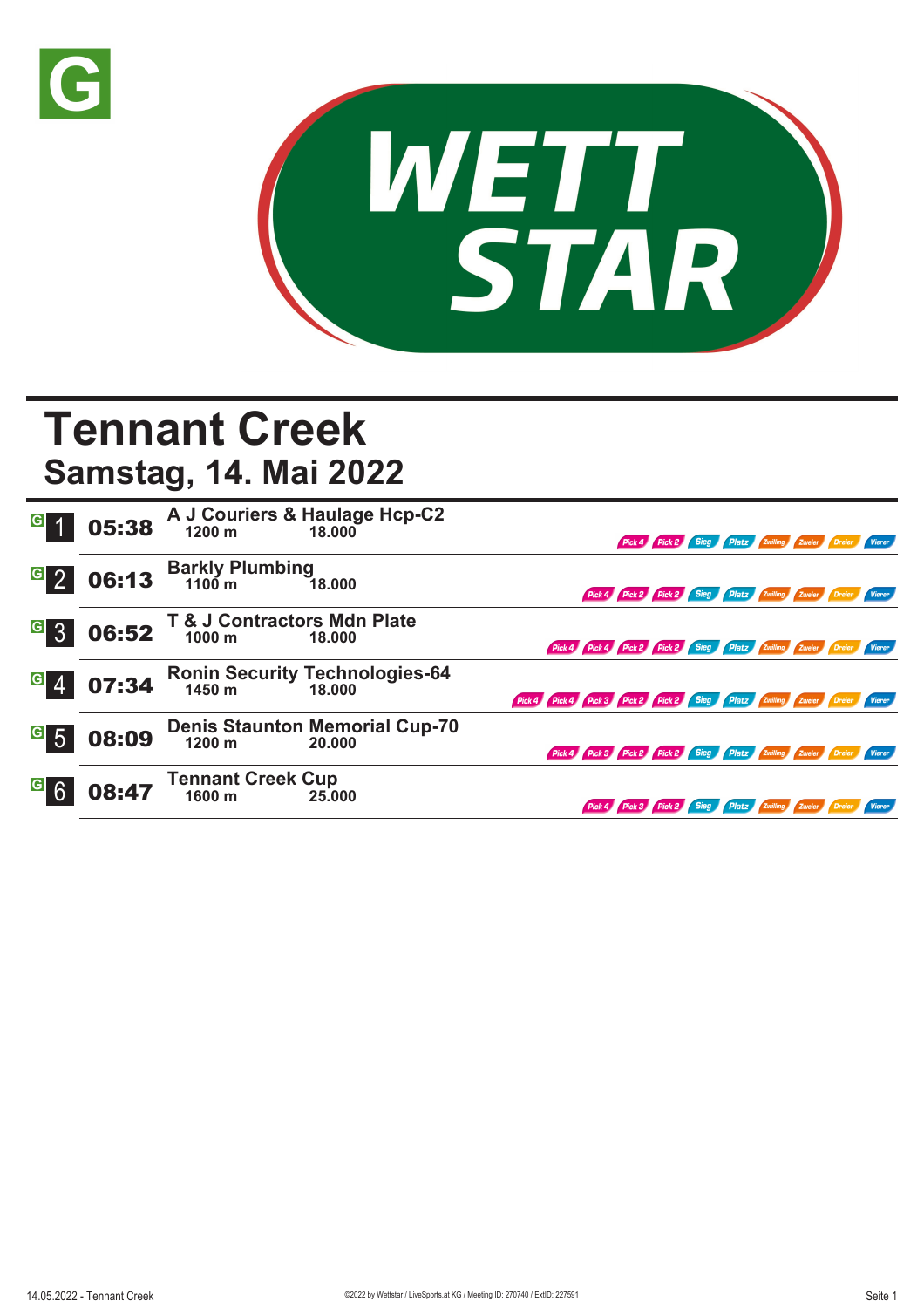# Tennant Creek

## Samstag, 14. Mai 2022

| Rennen | Zeit | Rennen / Distanz / Preisgeld | Wetten |
|---|---|---|---|
| 1 | 05:38 | **A J Couriers & Haulage Hcp-C2** 1200 m 18.000 | Pick 4, Pick 2, Sieg, Platz, Zwilling, Zweier, Dreier, Vierer |
| 2 | 06:13 | **Barkly Plumbing** 1100 m 18.000 | Pick 4, Pick 2, Pick 2, Sieg, Platz, Zwilling, Zweier, Dreier, Vierer |
| 3 | 06:52 | **T & J Contractors Mdn Plate** 1000 m 18.000 | Pick 4, Pick 4, Pick 2, Pick 2, Sieg, Platz, Zwilling, Zweier, Dreier, Vierer |
| 4 | 07:34 | **Ronin Security Technologies-64** 1450 m 18.000 | Pick 4, Pick 4, Pick 3, Pick 2, Pick 2, Sieg, Platz, Zwilling, Zweier, Dreier, Vierer |
| 5 | 08:09 | **Denis Staunton Memorial Cup-70** 1200 m 20.000 | Pick 4, Pick 3, Pick 2, Pick 2, Sieg, Platz, Zwilling, Zweier, Dreier, Vierer |
| 6 | 08:47 | **Tennant Creek Cup** 1600 m 25.000 | Pick 4, Pick 3, Pick 2, Sieg, Platz, Zwilling, Zweier, Dreier, Vierer |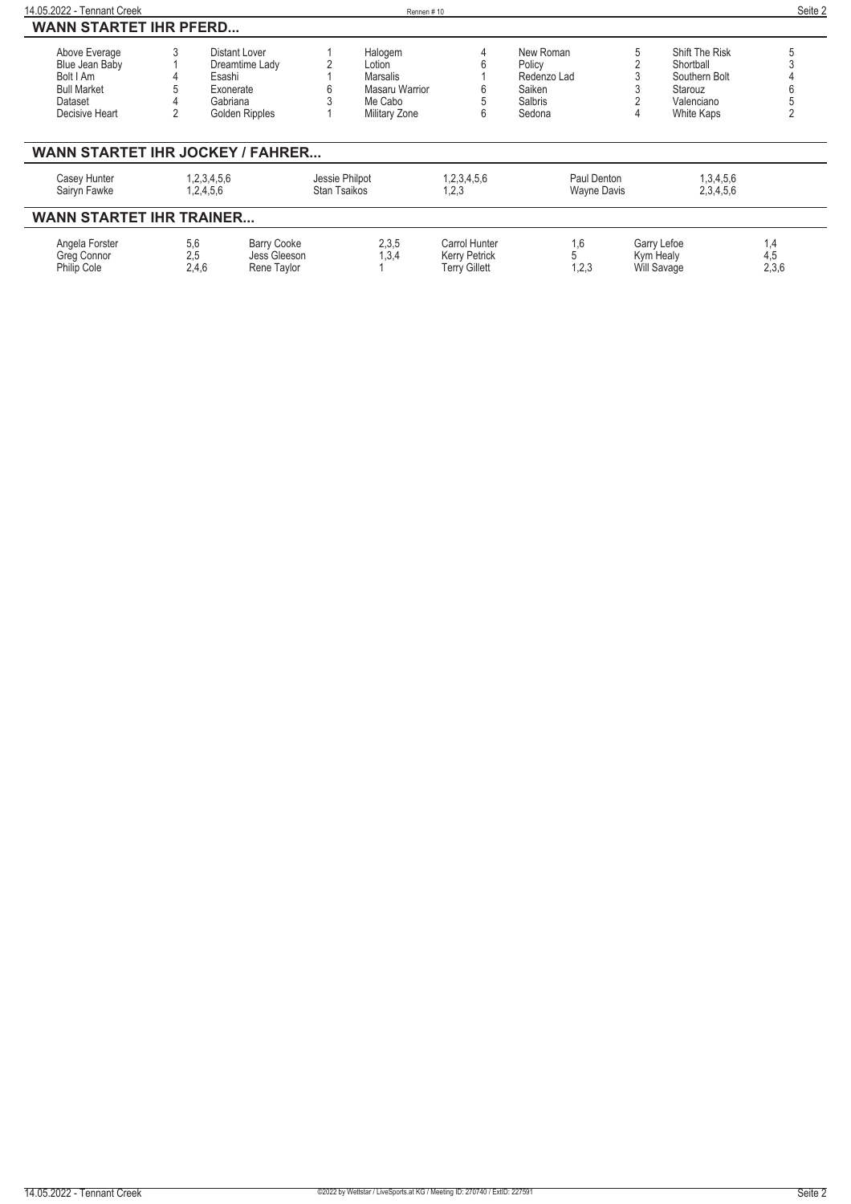## WANN STARTET IHR PFERD...

| | | | | | | | | | |
|---|---|---|---|---|---|---|---|---|---|
| Above Everage | 3 | Distant Lover | 1 | Halogem | 4 | New Roman | 5 | Shift The Risk | 5 |
| Blue Jean Baby | 1 | Dreamtime Lady | 2 | Lotion | 6 | Policy | 2 | Shortball | 3 |
| Bolt I Am | 4 | Esashi | 1 | Marsalis | 1 | Redenzo Lad | 3 | Southern Bolt | 4 |
| Bull Market | 5 | Exonerate | 6 | Masaru Warrior | 6 | Saiken | 3 | Starouz | 6 |
| Dataset | 4 | Gabriana | 3 | Me Cabo | 5 | Salbris | 2 | Valenciano | 5 |
| Decisive Heart | 2 | Golden Ripples | 1 | Military Zone | 6 | Sedona | 4 | White Kaps | 2 |

## WANN STARTET IHR JOCKEY / FAHRER...

| | | | | | |
|---|---|---|---|---|---|
| Casey Hunter | 1,2,3,4,5,6 | Jessie Philpot | 1,2,3,4,5,6 | Paul Denton | 1,3,4,5,6 |
| Sairyn Fawke | 1,2,4,5,6 | Stan Tsaikos | 1,2,3 | Wayne Davis | 2,3,4,5,6 |

## WANN STARTET IHR TRAINER...

| | | | | | | | |
|---|---|---|---|---|---|---|---|
| Angela Forster | 5,6 | Barry Cooke | 2,3,5 | Carrol Hunter | 1,6 | Garry Lefoe | 1,4 |
| Greg Connor | 2,5 | Jess Gleeson | 1,3,4 | Kerry Petrick | 5 | Kym Healy | 4,5 |
| Philip Cole | 2,4,6 | Rene Taylor | 1 | Terry Gillett | 1,2,3 | Will Savage | 2,3,6 |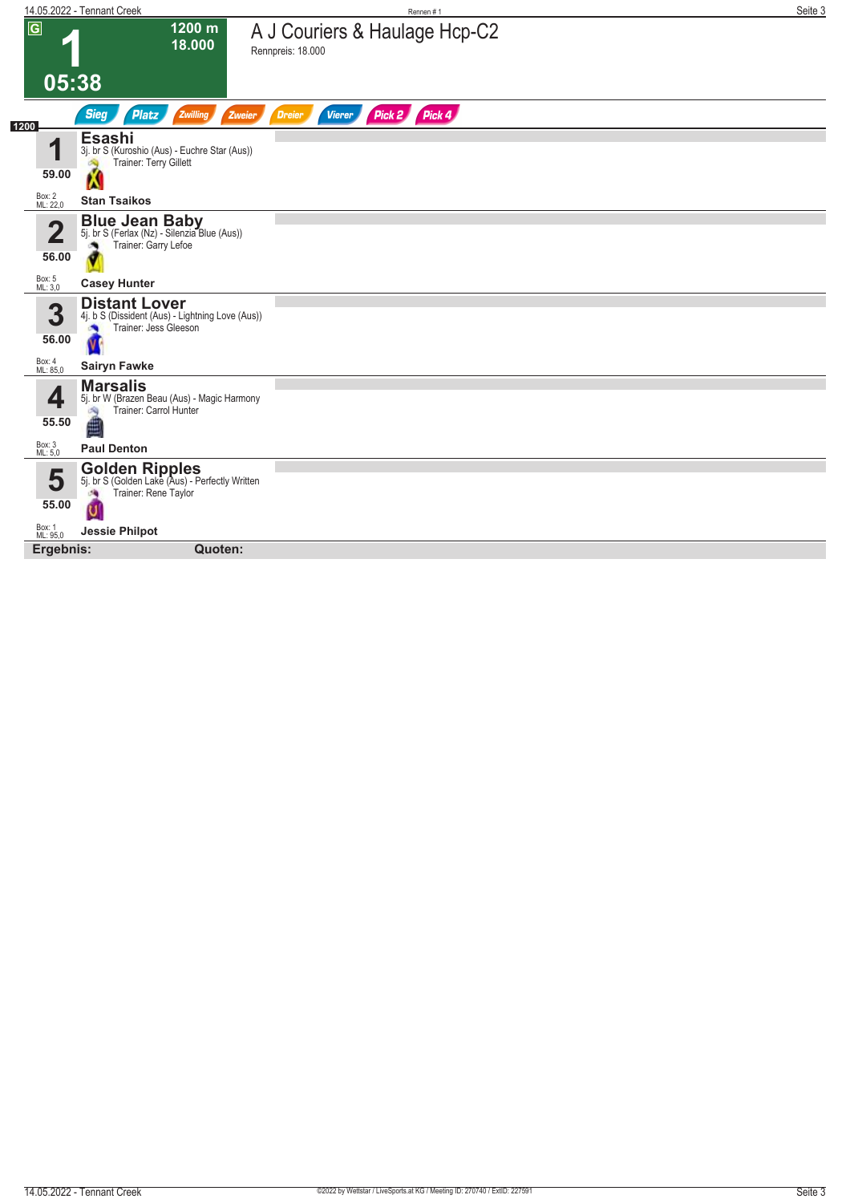# 1

**1200 m**
**18.000**

**05:38**

## A J Couriers & Haulage Hcp-C2

Rennpreis: 18.000

Sieg | Platz | Zwilling | Zweier | Dreier | Vierer | Pick 2 | Pick 4

**1200**

| Nr. | Gewicht | Pferd | Details | Trainer | Jockey | Box | ML |
|---|---|---|---|---|---|---|---|
| 1 | 59.00 | **Esashi** | 3j. br S (Kuroshio (Aus) - Euchre Star (Aus)) | Terry Gillett | **Stan Tsaikos** | 2 | 22,0 |
| 2 | 56.00 | **Blue Jean Baby** | 5j. br S (Ferlax (Nz) - Silenzia Blue (Aus)) | Garry Lefoe | **Casey Hunter** | 5 | 3,0 |
| 3 | 56.00 | **Distant Lover** | 4j. b S (Dissident (Aus) - Lightning Love (Aus)) | Jess Gleeson | **Sairyn Fawke** | 4 | 85,0 |
| 4 | 55.50 | **Marsalis** | 5j. br W (Brazen Beau (Aus) - Magic Harmony | Carrol Hunter | **Paul Denton** | 3 | 5,0 |
| 5 | 55.00 | **Golden Ripples** | 5j. br S (Golden Lake (Aus) - Perfectly Written | Rene Taylor | **Jessie Philpot** | 1 | 95,0 |

**Ergebnis:** **Quoten:**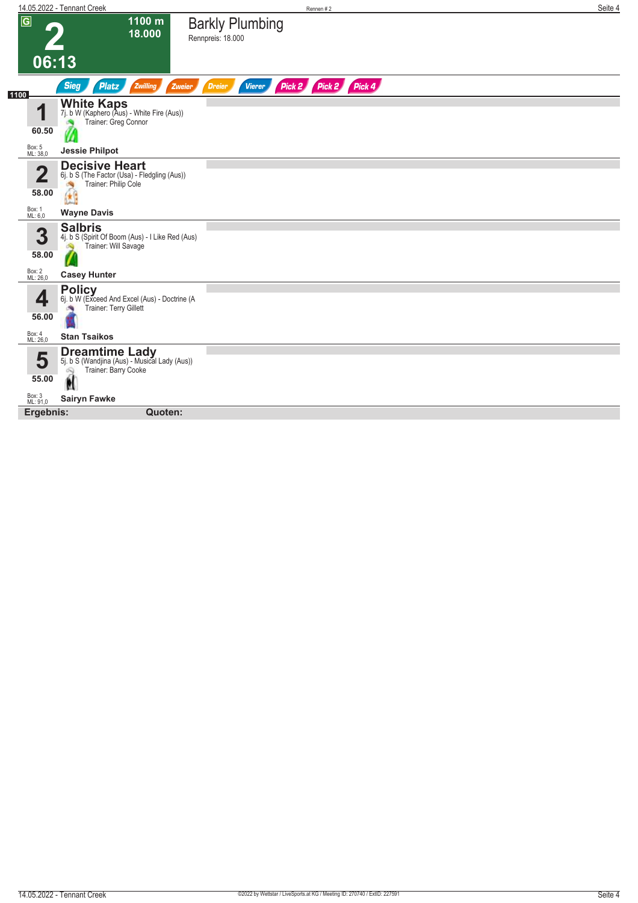# 2

G

1100 m
18.000

06:13

## Barkly Plumbing

Rennpreis: 18.000

Sieg | Platz | Zwilling | Zweier | Dreier | Vierer | Pick 2 | Pick 2 | Pick 4

1100

**1** — **White Kaps**
7j. b W (Kaphero (Aus) - White Fire (Aus))
Trainer: Greg Connor
60.50
Box: 5
ML: 38,0
**Jessie Philpot**

**2** — **Decisive Heart**
6j. b S (The Factor (Usa) - Fledgling (Aus))
Trainer: Philip Cole
58.00
Box: 1
ML: 6,0
**Wayne Davis**

**3** — **Salbris**
4j. b S (Spirit Of Boom (Aus) - I Like Red (Aus)
Trainer: Will Savage
58.00
Box: 2
ML: 26,0
**Casey Hunter**

**4** — **Policy**
6j. b W (Exceed And Excel (Aus) - Doctrine (A
Trainer: Terry Gillett
56.00
Box: 4
ML: 26,0
**Stan Tsaikos**

**5** — **Dreamtime Lady**
5j. b S (Wandjina (Aus) - Musical Lady (Aus))
Trainer: Barry Cooke
55.00
Box: 3
ML: 91,0
**Sairyn Fawke**

**Ergebnis:** **Quoten:**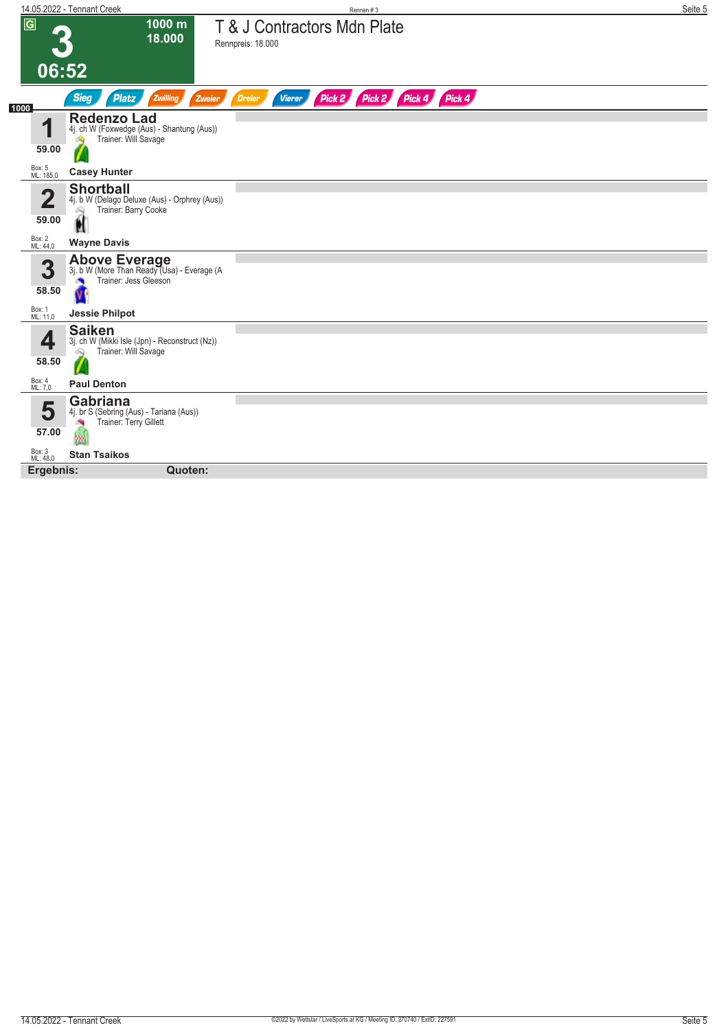# 3 — T & J Contractors Mdn Plate

**1000 m** | **18.000** | **06:52**

Rennpreis: 18.000

Sieg | Platz | Zwilling | Zweier | Dreier | Vierer | Pick 2 | Pick 2 | Pick 4 | Pick 4

**1000**

| Nr. | Gewicht | Pferd | Box | ML | Jockey |
|---|---|---|---|---|---|
| 1 | 59.00 | **Redenzo Lad** — 4j. ch W (Foxwedge (Aus) - Shantung (Aus)) Trainer: Will Savage | 5 | 185,0 | Casey Hunter |
| 2 | 59.00 | **Shortball** — 4j. b W (Delago Deluxe (Aus) - Orphrey (Aus)) Trainer: Barry Cooke | 2 | 44,0 | Wayne Davis |
| 3 | 58.50 | **Above Everage** — 3j. b W (More Than Ready (Usa) - Everage (A Trainer: Jess Gleeson | 1 | 11,0 | Jessie Philpot |
| 4 | 58.50 | **Saiken** — 3j. ch W (Mikki Isle (Jpn) - Reconstruct (Nz)) Trainer: Will Savage | 4 | 7,0 | Paul Denton |
| 5 | 57.00 | **Gabriana** — 4j. br S (Sebring (Aus) - Tariana (Aus)) Trainer: Terry Gillett | 3 | 48,0 | Stan Tsaikos |

**Ergebnis:** **Quoten:**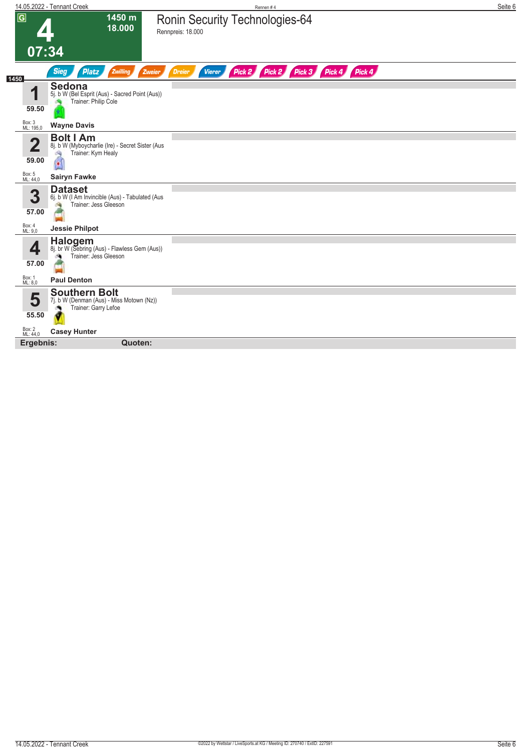# 4

**G**

**1450 m**
**18.000**

**07:34**

## Ronin Security Technologies-64

Rennpreis: 18.000

Sieg | Platz | Zwilling | Zweier | Dreier | Vierer | Pick 2 | Pick 2 | Pick 3 | Pick 4 | Pick 4

**1450**

| Nr. | Pferd / Jockey |
|---|---|
| **1**<br>59.50<br>Box: 3<br>ML: 195,0 | **Sedona**<br>5j. b W (Bel Esprit (Aus) - Sacred Point (Aus))<br>Trainer: Philip Cole<br>**Wayne Davis** |
| **2**<br>59.00<br>Box: 5<br>ML: 44,0 | **Bolt I Am**<br>8j. b W (Myboycharlie (Ire) - Secret Sister (Aus<br>Trainer: Kym Healy<br>**Sairyn Fawke** |
| **3**<br>57.00<br>Box: 4<br>ML: 9,0 | **Dataset**<br>6j. b W (I Am Invincible (Aus) - Tabulated (Aus<br>Trainer: Jess Gleeson<br>**Jessie Philpot** |
| **4**<br>57.00<br>Box: 1<br>ML: 8,0 | **Halogem**<br>8j. br W (Sebring (Aus) - Flawless Gem (Aus))<br>Trainer: Jess Gleeson<br>**Paul Denton** |
| **5**<br>55.50<br>Box: 2<br>ML: 44,0 | **Southern Bolt**<br>7j. b W (Denman (Aus) - Miss Motown (Nz))<br>Trainer: Garry Lefoe<br>**Casey Hunter** |

**Ergebnis:** **Quoten:**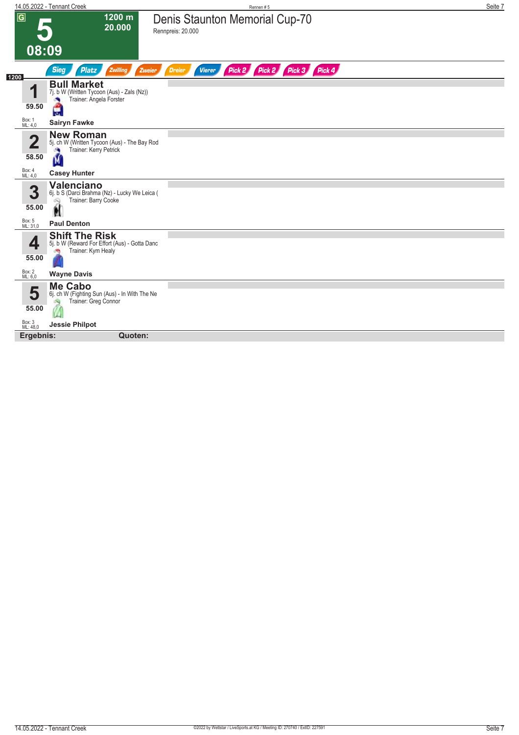# 5

**1200 m**
**20.000**

**08:09**

## Denis Staunton Memorial Cup-70

Rennpreis: 20.000

Sieg | Platz | Zwilling | Zweier | Dreier | Vierer | Pick 2 | Pick 2 | Pick 3 | Pick 4

**1200**

| Nr. | Gewicht | Pferd | Details | Trainer | Jockey | Box | ML |
|---|---|---|---|---|---|---|---|
| 1 | 59.50 | **Bull Market** | 7j. b W (Written Tycoon (Aus) - Zals (Nz)) | Angela Forster | Sairyn Fawke | 1 | 4,0 |
| 2 | 58.50 | **New Roman** | 5j. ch W (Written Tycoon (Aus) - The Bay Rod | Kerry Petrick | Casey Hunter | 4 | 4,0 |
| 3 | 55.00 | **Valenciano** | 6j. b S (Darci Brahma (Nz) - Lucky We Leica ( | Barry Cooke | Paul Denton | 5 | 31,0 |
| 4 | 55.00 | **Shift The Risk** | 5j. b W (Reward For Effort (Aus) - Gotta Danc | Kym Healy | Wayne Davis | 2 | 6,0 |
| 5 | 55.00 | **Me Cabo** | 6j. ch W (Fighting Sun (Aus) - In With The Ne | Greg Connor | Jessie Philpot | 3 | 48,0 |

**Ergebnis:** **Quoten:**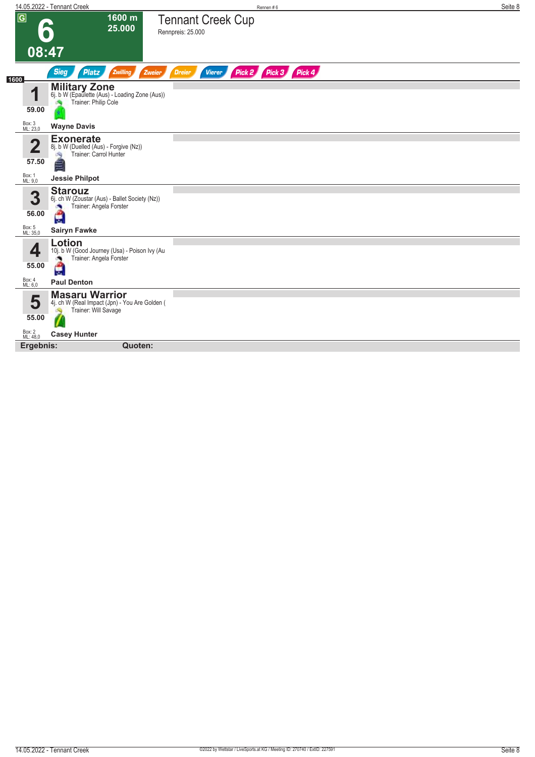G

# 6

1600 m
25.000

08:47

## Tennant Creek Cup

Rennpreis: 25.000

Sieg | Platz | Zwilling | Zweier | Dreier | Vierer | Pick 2 | Pick 3 | Pick 4

1600

**1** **Military Zone**
6j. b W (Epaulette (Aus) - Loading Zone (Aus))
Trainer: Philip Cole
59.00
Box: 3
ML: 23,0
**Wayne Davis**

**2** **Exonerate**
8j. b W (Duelled (Aus) - Forgive (Nz))
Trainer: Carrol Hunter
57.50
Box: 1
ML: 9,0
**Jessie Philpot**

**3** **Starouz**
6j. ch W (Zoustar (Aus) - Ballet Society (Nz))
Trainer: Angela Forster
56.00
Box: 5
ML: 35,0
**Sairyn Fawke**

**4** **Lotion**
10j. b W (Good Journey (Usa) - Poison Ivy (Au
Trainer: Angela Forster
55.00
Box: 4
ML: 6,0
**Paul Denton**

**5** **Masaru Warrior**
4j. ch W (Real Impact (Jpn) - You Are Golden (
Trainer: Will Savage
55.00
Box: 2
ML: 48,0
**Casey Hunter**

**Ergebnis:** **Quoten:**